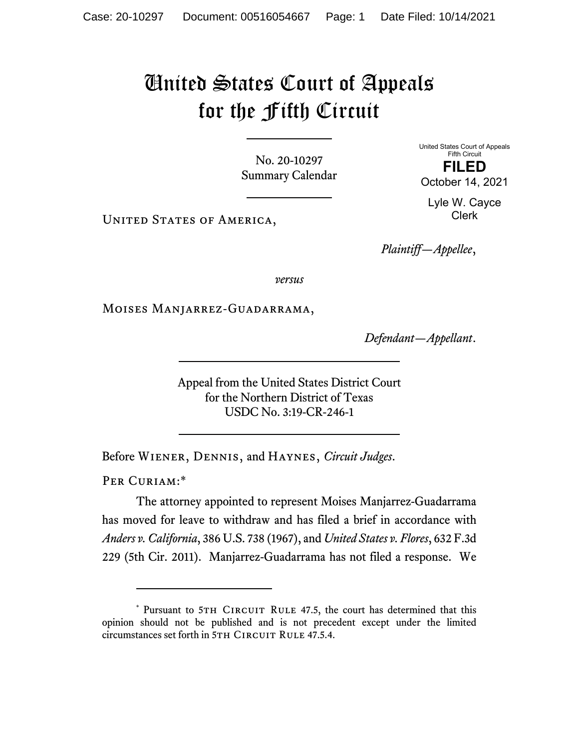# United States Court of Appeals for the Fifth Circuit

No. 20-10297
Summary Calendar

United States Court of Appeals
Fifth Circuit
**FILED**
October 14, 2021

Lyle W. Cayce
Clerk

United States of America,

*Plaintiff—Appellee*,

*versus*

Moises Manjarrez-Guadarrama,

*Defendant—Appellant*.

Appeal from the United States District Court
for the Northern District of Texas
USDC No. 3:19-CR-246-1

Before Wiener, Dennis, and Haynes, *Circuit Judges*.

Per Curiam:*

The attorney appointed to represent Moises Manjarrez-Guadarrama has moved for leave to withdraw and has filed a brief in accordance with *Anders v. California*, 386 U.S. 738 (1967), and *United States v. Flores*, 632 F.3d 229 (5th Cir. 2011). Manjarrez-Guadarrama has not filed a response. We

* Pursuant to 5th Circuit Rule 47.5, the court has determined that this opinion should not be published and is not precedent except under the limited circumstances set forth in 5th Circuit Rule 47.5.4.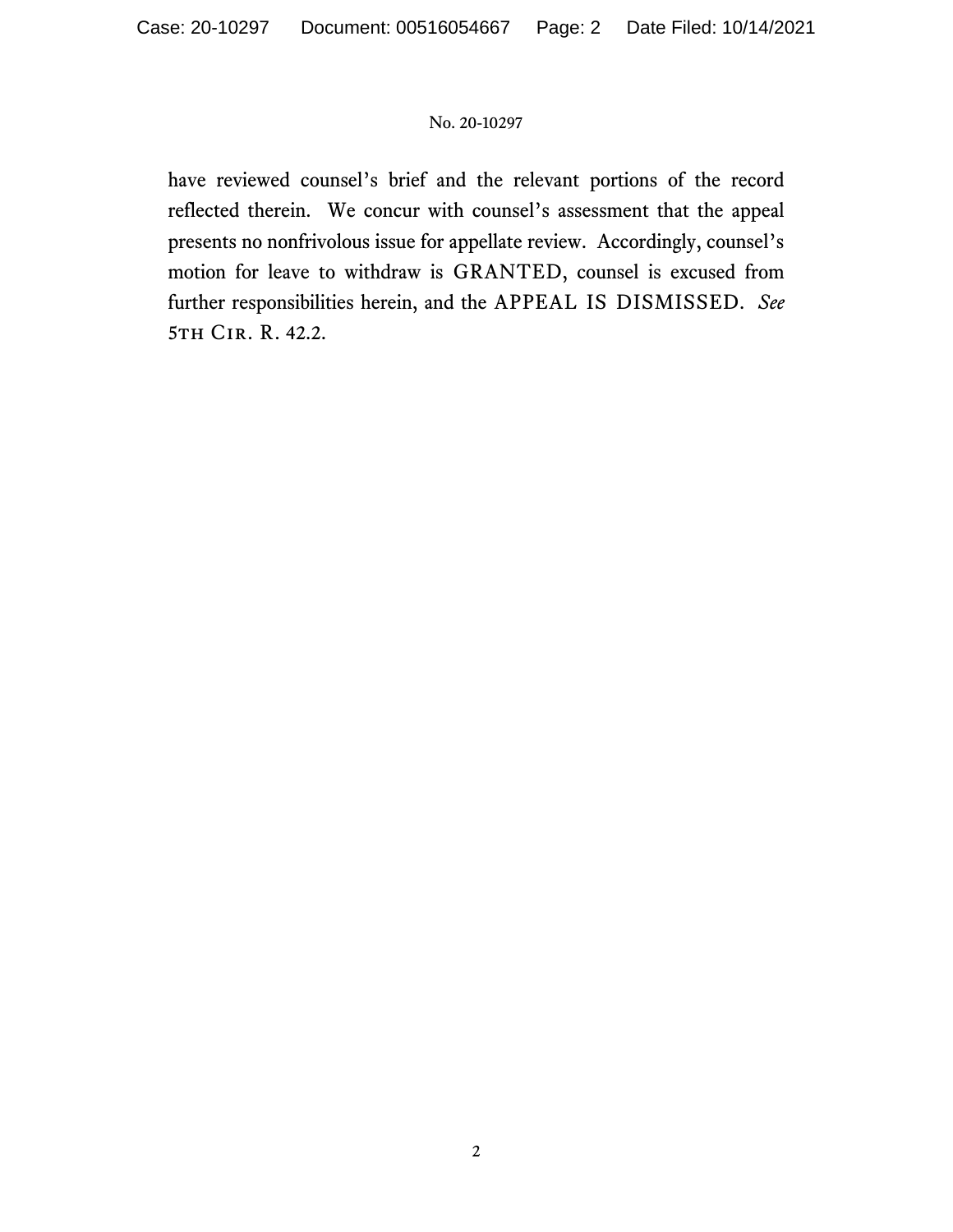have reviewed counsel's brief and the relevant portions of the record reflected therein. We concur with counsel's assessment that the appeal presents no nonfrivolous issue for appellate review. Accordingly, counsel's motion for leave to withdraw is GRANTED, counsel is excused from further responsibilities herein, and the APPEAL IS DISMISSED. *See* 5TH CIR. R. 42.2.